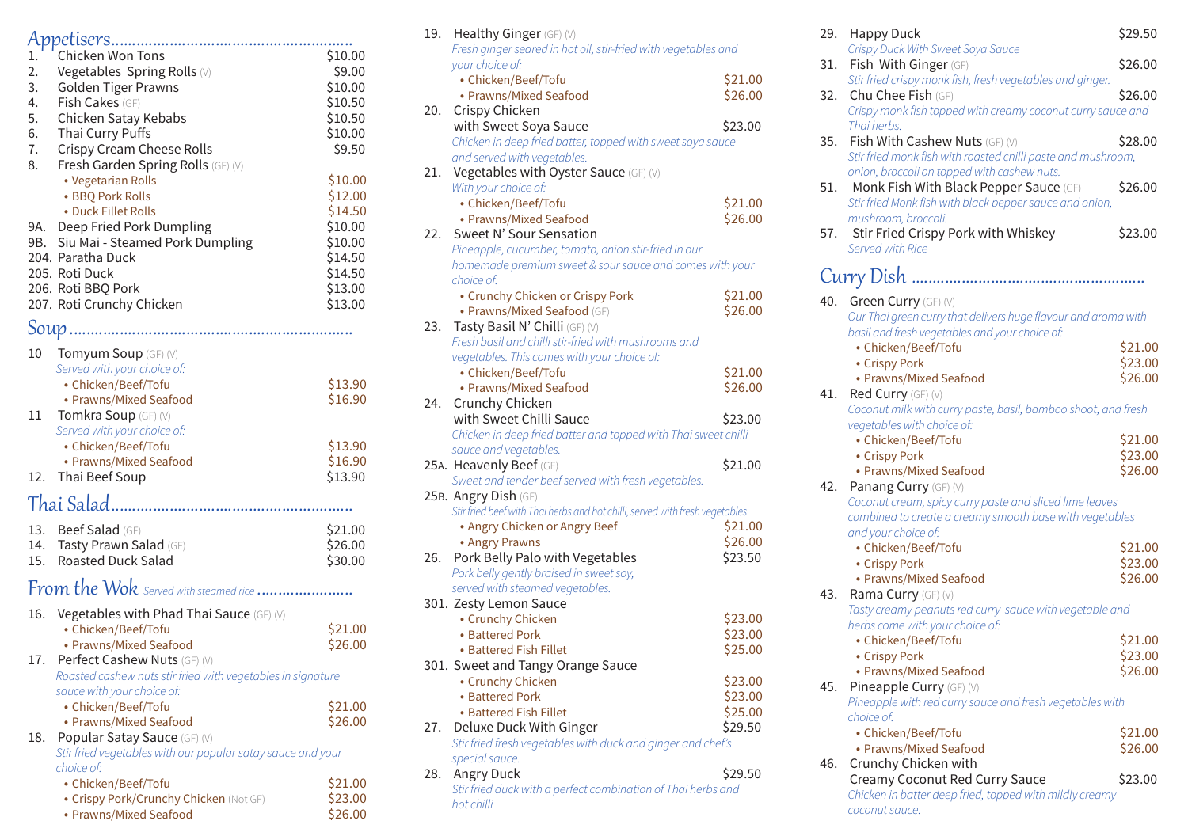## Appetisers

1. Chicken Won Tons — $10.00
2. Vegetables Spring Rolls (V) — $9.00
3. Golden Tiger Prawns — $10.00
4. Fish Cakes (GF) — $10.50
5. Chicken Satay Kebabs — $10.50
6. Thai Curry Puffs — $10.00
7. Crispy Cream Cheese Rolls — $9.50
8. Fresh Garden Spring Rolls (GF) (V)
   - Vegetarian Rolls — $10.00
   - BBQ Pork Rolls — $12.00
   - Duck Fillet Rolls — $14.50

9A. Deep Fried Pork Dumpling — $10.00
9B. Siu Mai - Steamed Pork Dumpling — $10.00
204. Paratha Duck — $14.50
205. Roti Duck — $14.50
206. Roti BBQ Pork — $13.00
207. Roti Crunchy Chicken — $13.00

## Soup

10 Tomyum Soup (GF) (V)
*Served with your choice of:*
- Chicken/Beef/Tofu — $13.90
- Prawns/Mixed Seafood — $16.90

11 Tomkra Soup (GF) (V)
*Served with your choice of:*
- Chicken/Beef/Tofu — $13.90
- Prawns/Mixed Seafood — $16.90

12. Thai Beef Soup — $13.90

## Thai Salad

13. Beef Salad (GF) — $21.00
14. Tasty Prawn Salad (GF) — $26.00
15. Roasted Duck Salad — $30.00

## From the Wok *Served with steamed rice*

16. Vegetables with Phad Thai Sauce (GF) (V)
- Chicken/Beef/Tofu — $21.00
- Prawns/Mixed Seafood — $26.00

17. Perfect Cashew Nuts (GF) (V)
*Roasted cashew nuts stir fried with vegetables in signature sauce with your choice of:*
- Chicken/Beef/Tofu — $21.00
- Prawns/Mixed Seafood — $26.00

18. Popular Satay Sauce (GF) (V)
*Stir fried vegetables with our popular satay sauce and your choice of:*
- Chicken/Beef/Tofu — $21.00
- Crispy Pork/Crunchy Chicken (Not GF) — $23.00
- Prawns/Mixed Seafood — $26.00

19. Healthy Ginger (GF) (V)
*Fresh ginger seared in hot oil, stir-fried with vegetables and your choice of:*
- Chicken/Beef/Tofu — $21.00
- Prawns/Mixed Seafood — $26.00

20. Crispy Chicken with Sweet Soya Sauce — $23.00
*Chicken in deep fried batter, topped with sweet soya sauce and served with vegetables.*

21. Vegetables with Oyster Sauce (GF) (V)
*With your choice of:*
- Chicken/Beef/Tofu — $21.00
- Prawns/Mixed Seafood — $26.00

22. Sweet N' Sour Sensation
*Pineapple, cucumber, tomato, onion stir-fried in our homemade premium sweet & sour sauce and comes with your choice of:*
- Crunchy Chicken or Crispy Pork — $21.00
- Prawns/Mixed Seafood (GF) — $26.00

23. Tasty Basil N' Chilli (GF) (V)
*Fresh basil and chilli stir-fried with mushrooms and vegetables. This comes with your choice of:*
- Chicken/Beef/Tofu — $21.00
- Prawns/Mixed Seafood — $26.00

24. Crunchy Chicken with Sweet Chilli Sauce — $23.00
*Chicken in deep fried batter and topped with Thai sweet chilli sauce and vegetables.*

25A. Heavenly Beef (GF) — $21.00
*Sweet and tender beef served with fresh vegetables.*

25B. Angry Dish (GF)
*Stir fried beef with Thai herbs and hot chilli, served with fresh vegetables*
- Angry Chicken or Angry Beef — $21.00
- Angry Prawns — $26.00

26. Pork Belly Palo with Vegetables — $23.50
*Pork belly gently braised in sweet soy, served with steamed vegetables.*

301. Zesty Lemon Sauce
- Crunchy Chicken — $23.00
- Battered Pork — $23.00
- Battered Fish Fillet — $25.00

301. Sweet and Tangy Orange Sauce
- Crunchy Chicken — $23.00
- Battered Pork — $23.00
- Battered Fish Fillet — $25.00

27. Deluxe Duck With Ginger — $29.50
*Stir fried fresh vegetables with duck and ginger and chef's special sauce.*

28. Angry Duck — $29.50
*Stir fried duck with a perfect combination of Thai herbs and hot chilli*

29. Happy Duck — $29.50
*Crispy Duck With Sweet Soya Sauce*

31. Fish With Ginger (GF) — $26.00
*Stir fried crispy monk fish, fresh vegetables and ginger.*

32. Chu Chee Fish (GF) — $26.00
*Crispy monk fish topped with creamy coconut curry sauce and Thai herbs.*

35. Fish With Cashew Nuts (GF) (V) — $28.00
*Stir fried monk fish with roasted chilli paste and mushroom, onion, broccoli on topped with cashew nuts.*

51. Monk Fish With Black Pepper Sauce (GF) — $26.00
*Stir fried Monk fish with black pepper sauce and onion, mushroom, broccoli.*

57. Stir Fried Crispy Pork with Whiskey — $23.00
*Served with Rice*

## Curry Dish

40. Green Curry (GF) (V)
*Our Thai green curry that delivers huge flavour and aroma with basil and fresh vegetables and your choice of:*
- Chicken/Beef/Tofu — $21.00
- Crispy Pork — $23.00
- Prawns/Mixed Seafood — $26.00

41. Red Curry (GF) (V)
*Coconut milk with curry paste, basil, bamboo shoot, and fresh vegetables with choice of:*
- Chicken/Beef/Tofu — $21.00
- Crispy Pork — $23.00
- Prawns/Mixed Seafood — $26.00

42. Panang Curry (GF) (V)
*Coconut cream, spicy curry paste and sliced lime leaves combined to create a creamy smooth base with vegetables and your choice of:*
- Chicken/Beef/Tofu — $21.00
- Crispy Pork — $23.00
- Prawns/Mixed Seafood — $26.00

43. Rama Curry (GF) (V)
*Tasty creamy peanuts red curry sauce with vegetable and herbs come with your choice of:*
- Chicken/Beef/Tofu — $21.00
- Crispy Pork — $23.00
- Prawns/Mixed Seafood — $26.00

45. Pineapple Curry (GF) (V)
*Pineapple with red curry sauce and fresh vegetables with choice of:*
- Chicken/Beef/Tofu — $21.00
- Prawns/Mixed Seafood — $26.00

46. Crunchy Chicken with Creamy Coconut Red Curry Sauce — $23.00
*Chicken in batter deep fried, topped with mildly creamy coconut sauce.*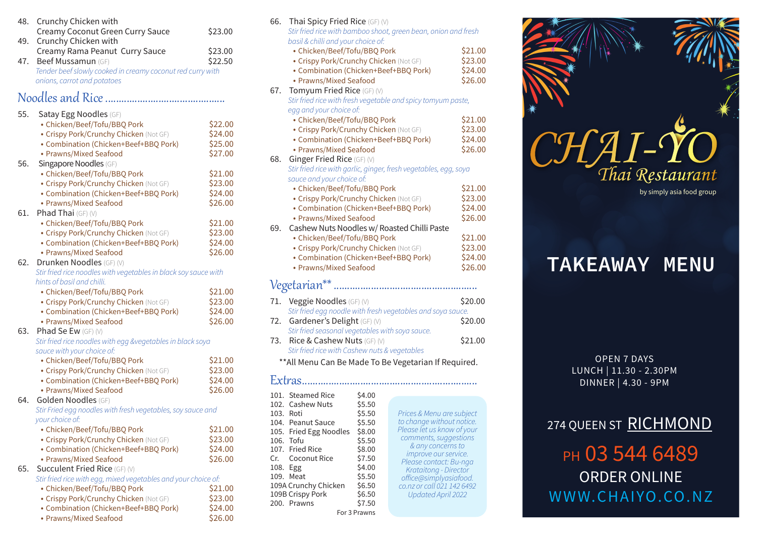48. Crunchy Chicken with Creamy Coconut Green Curry Sauce $23.00

49. Crunchy Chicken with Creamy Rama Peanut Curry Sauce $23.00

47. Beef Mussamun (GF) $22.50

*Tender beef slowly cooked in creamy coconut red curry with onions, carrot and potatoes*

## Noodles and Rice

55. Satay Egg Noodles (GF)

- Chicken/Beef/Tofu/BBQ Pork $22.00
- Crispy Pork/Crunchy Chicken (Not GF) $24.00
- Combination (Chicken+Beef+BBQ Pork) $25.00
- Prawns/Mixed Seafood $27.00

56. Singapore Noodles (GF)

- Chicken/Beef/Tofu/BBQ Pork $21.00
- Crispy Pork/Crunchy Chicken (Not GF) $23.00
- Combination (Chicken+Beef+BBQ Pork) $24.00
- Prawns/Mixed Seafood $26.00

61. Phad Thai (GF) (V)

- Chicken/Beef/Tofu/BBQ Pork $21.00
- Crispy Pork/Crunchy Chicken (Not GF) $23.00
- Combination (Chicken+Beef+BBQ Pork) $24.00
- Prawns/Mixed Seafood $26.00

62. Drunken Noodles (GF) (V)

*Stir fried rice noodles with vegetables in black soy sauce with hints of basil and chilli.*

- Chicken/Beef/Tofu/BBQ Pork $21.00
- Crispy Pork/Crunchy Chicken (Not GF) $23.00
- Combination (Chicken+Beef+BBQ Pork) $24.00
- Prawns/Mixed Seafood $26.00

63. Phad Se Ew (GF) (V)

*Stir fried rice noodles with egg &vegetables in black soya sauce with your choice of:*

- Chicken/Beef/Tofu/BBQ Pork $21.00
- Crispy Pork/Crunchy Chicken (Not GF) $23.00
- Combination (Chicken+Beef+BBQ Pork) $24.00
- Prawns/Mixed Seafood $26.00

64. Golden Noodles (GF)

*Stir Fried egg noodles with fresh vegetables, soy sauce and your choice of:*

- Chicken/Beef/Tofu/BBQ Pork $21.00
- Crispy Pork/Crunchy Chicken (Not GF) $23.00
- Combination (Chicken+Beef+BBQ Pork) $24.00
- Prawns/Mixed Seafood $26.00

65. Succulent Fried Rice (GF) (V)

*Stir fried rice with egg, mixed vegetables and your choice of:*

- Chicken/Beef/Tofu/BBQ Pork $21.00
- Crispy Pork/Crunchy Chicken (Not GF) $23.00
- Combination (Chicken+Beef+BBQ Pork) $24.00
- Prawns/Mixed Seafood $26.00

66. Thai Spicy Fried Rice (GF) (V)

*Stir fried rice with bamboo shoot, green bean, onion and fresh basil & chilli and your choice of:*

- Chicken/Beef/Tofu/BBQ Pork $21.00
- Crispy Pork/Crunchy Chicken (Not GF) $23.00
- Combination (Chicken+Beef+BBQ Pork) $24.00
- Prawns/Mixed Seafood $26.00

67. Tomyum Fried Rice (GF) (V)

*Stir fried rice with fresh vegetable and spicy tomyum paste, egg and your choice of:*

- Chicken/Beef/Tofu/BBQ Pork $21.00
- Crispy Pork/Crunchy Chicken (Not GF) $23.00
- Combination (Chicken+Beef+BBQ Pork) $24.00
- Prawns/Mixed Seafood $26.00

68. Ginger Fried Rice (GF) (V)

*Stir fried rice with garlic, ginger, fresh vegetables, egg, soya sauce and your choice of:*

- Chicken/Beef/Tofu/BBQ Pork $21.00
- Crispy Pork/Crunchy Chicken (Not GF) $23.00
- Combination (Chicken+Beef+BBQ Pork) $24.00
- Prawns/Mixed Seafood $26.00

69. Cashew Nuts Noodles w/ Roasted Chilli Paste

- Chicken/Beef/Tofu/BBQ Pork $21.00
- Crispy Pork/Crunchy Chicken (Not GF) $23.00
- Combination (Chicken+Beef+BBQ Pork) $24.00
- Prawns/Mixed Seafood $26.00

## Vegetarian**

71. Veggie Noodles (GF) (V) $20.00

*Stir fried egg noodle with fresh vegetables and soya sauce.*

72. Gardener's Delight (GF) (V) $20.00

*Stir fried seasonal vegetables with soya sauce.*

73. Rice & Cashew Nuts (GF) (V) $21.00

*Stir fried rice with Cashew nuts & vegetables*

**All Menu Can Be Made To Be Vegetarian If Required.

## Extras

| | | |
|---|---|---|
| 101. | Steamed Rice | $4.00 |
| 102. | Cashew Nuts | $5.50 |
| 103. | Roti | $5.50 |
| 104. | Peanut Sauce | $5.50 |
| 105. | Fried Egg Noodles | $8.00 |
| 106. | Tofu | $5.50 |
| 107. | Fried Rice | $8.00 |
| Cr. | Coconut Rice | $7.50 |
| 108. | Egg | $4.00 |
| 109. | Meat | $5.50 |
| 109A | Crunchy Chicken | $6.50 |
| 109B | Crispy Pork | $6.50 |
| 200. | Prawns | $7.50 |

For 3 Prawns

*Prices & Menu are subject to change without notice. Please let us know of your comments, suggestions & any concerns to improve our service. Please contact: Bu-nga Krataitong - Director office@simplyasiafood.co.nz or call 021 142 6492 Updated April 2022*

# CHAI-YO

## Thai Restaurant

by simply asia food group

# TAKEAWAY MENU

OPEN 7 DAYS
LUNCH | 11.30 - 2.30PM
DINNER | 4.30 - 9PM

274 QUEEN ST RICHMOND

PH 03 544 6489

ORDER ONLINE

WWW.CHAIYO.CO.NZ